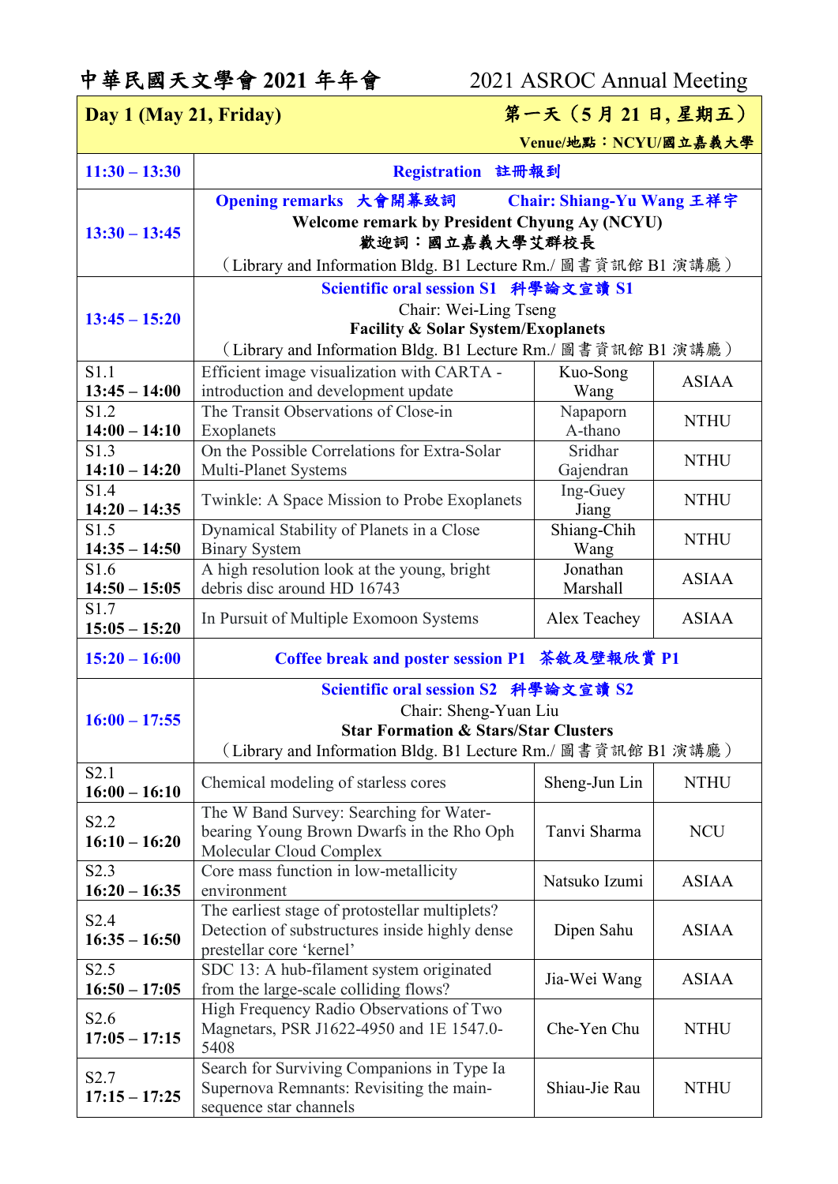# 中華民國天文學會 2021 年年會　　2021 ASROC Annual Meeting

| Day 1 (May 21, Friday) | 第一天（5 月 21 日, 星期五）Venue/地點：NCYU/國立嘉義大學 | | |
|---|---|---|---|
| **11:30 – 13:30** | **Registration　註冊報到** | | |
| **13:30 – 13:45** | **Opening remarks　大會開幕致詞　　Chair: Shiang-Yu Wang 王祥宇**<br>**Welcome remark by President Chyung Ay (NCYU)**<br>**歡迎詞：國立嘉義大學艾群校長**<br>（Library and Information Bldg. B1 Lecture Rm./ 圖書資訊館 B1 演講廳） | | |
| **13:45 – 15:20** | **Scientific oral session S1　科學論文宣讀 S1**<br>Chair: Wei-Ling Tseng<br>**Facility & Solar System/Exoplanets**<br>（Library and Information Bldg. B1 Lecture Rm./ 圖書資訊館 B1 演講廳） | | |
| S1.1<br>**13:45 – 14:00** | Efficient image visualization with CARTA - introduction and development update | Kuo-Song Wang | ASIAA |
| S1.2<br>**14:00 – 14:10** | The Transit Observations of Close-in Exoplanets | Napaporn A-thano | NTHU |
| S1.3<br>**14:10 – 14:20** | On the Possible Correlations for Extra-Solar Multi-Planet Systems | Sridhar Gajendran | NTHU |
| S1.4<br>**14:20 – 14:35** | Twinkle: A Space Mission to Probe Exoplanets | Ing-Guey Jiang | NTHU |
| S1.5<br>**14:35 – 14:50** | Dynamical Stability of Planets in a Close Binary System | Shiang-Chih Wang | NTHU |
| S1.6<br>**14:50 – 15:05** | A high resolution look at the young, bright debris disc around HD 16743 | Jonathan Marshall | ASIAA |
| S1.7<br>**15:05 – 15:20** | In Pursuit of Multiple Exomoon Systems | Alex Teachey | ASIAA |
| **15:20 – 16:00** | **Coffee break and poster session P1　茶敘及壁報欣賞 P1** | | |
| **16:00 – 17:55** | **Scientific oral session S2　科學論文宣讀 S2**<br>Chair: Sheng-Yuan Liu<br>**Star Formation & Stars/Star Clusters**<br>（Library and Information Bldg. B1 Lecture Rm./ 圖書資訊館 B1 演講廳） | | |
| S2.1<br>**16:00 – 16:10** | Chemical modeling of starless cores | Sheng-Jun Lin | NTHU |
| S2.2<br>**16:10 – 16:20** | The W Band Survey: Searching for Water-bearing Young Brown Dwarfs in the Rho Oph Molecular Cloud Complex | Tanvi Sharma | NCU |
| S2.3<br>**16:20 – 16:35** | Core mass function in low-metallicity environment | Natsuko Izumi | ASIAA |
| S2.4<br>**16:35 – 16:50** | The earliest stage of protostellar multiplets? Detection of substructures inside highly dense prestellar core 'kernel' | Dipen Sahu | ASIAA |
| S2.5<br>**16:50 – 17:05** | SDC 13: A hub-filament system originated from the large-scale colliding flows? | Jia-Wei Wang | ASIAA |
| S2.6<br>**17:05 – 17:15** | High Frequency Radio Observations of Two Magnetars, PSR J1622-4950 and 1E 1547.0-5408 | Che-Yen Chu | NTHU |
| S2.7<br>**17:15 – 17:25** | Search for Surviving Companions in Type Ia Supernova Remnants: Revisiting the main-sequence star channels | Shiau-Jie Rau | NTHU |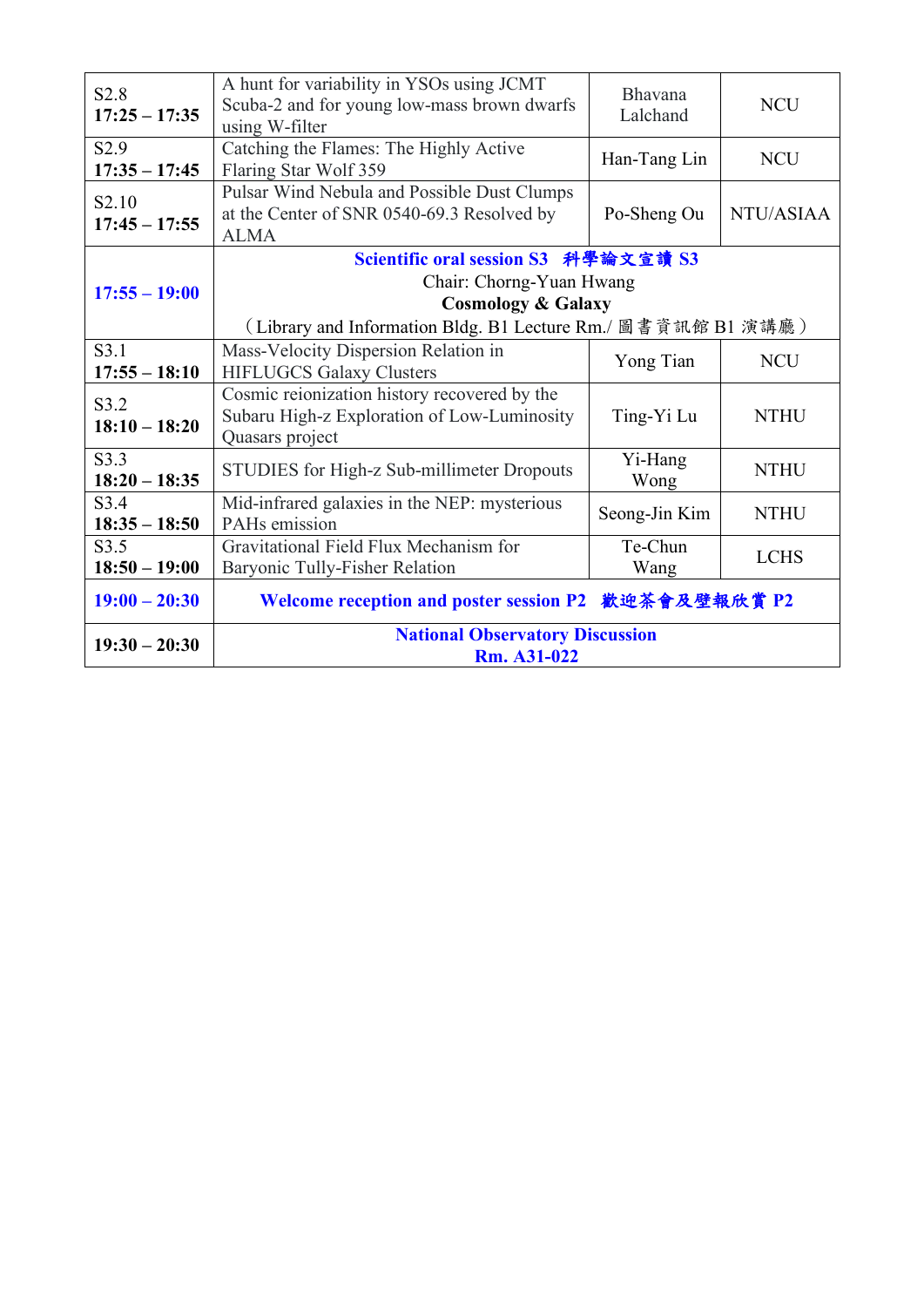| | | | |
|---|---|---|---|
| S2.8<br>**17:25 – 17:35** | A hunt for variability in YSOs using JCMT Scuba-2 and for young low-mass brown dwarfs using W-filter | Bhavana Lalchand | NCU |
| S2.9<br>**17:35 – 17:45** | Catching the Flames: The Highly Active Flaring Star Wolf 359 | Han-Tang Lin | NCU |
| S2.10<br>**17:45 – 17:55** | Pulsar Wind Nebula and Possible Dust Clumps at the Center of SNR 0540-69.3 Resolved by ALMA | Po-Sheng Ou | NTU/ASIAA |
| **17:55 – 19:00** | **Scientific oral session S3 科學論文宣讀 S3**<br>Chair: Chorng-Yuan Hwang<br>**Cosmology & Galaxy**<br>（Library and Information Bldg. B1 Lecture Rm./ 圖書資訊館 B1 演講廳） | | |
| S3.1<br>**17:55 – 18:10** | Mass-Velocity Dispersion Relation in HIFLUGCS Galaxy Clusters | Yong Tian | NCU |
| S3.2<br>**18:10 – 18:20** | Cosmic reionization history recovered by the Subaru High-z Exploration of Low-Luminosity Quasars project | Ting-Yi Lu | NTHU |
| S3.3<br>**18:20 – 18:35** | STUDIES for High-z Sub-millimeter Dropouts | Yi-Hang Wong | NTHU |
| S3.4<br>**18:35 – 18:50** | Mid-infrared galaxies in the NEP: mysterious PAHs emission | Seong-Jin Kim | NTHU |
| S3.5<br>**18:50 – 19:00** | Gravitational Field Flux Mechanism for Baryonic Tully-Fisher Relation | Te-Chun Wang | LCHS |
| **19:00 – 20:30** | **Welcome reception and poster session P2 歡迎茶會及壁報欣賞 P2** | | |
| **19:30 – 20:30** | **National Observatory Discussion**<br>**Rm. A31-022** | | |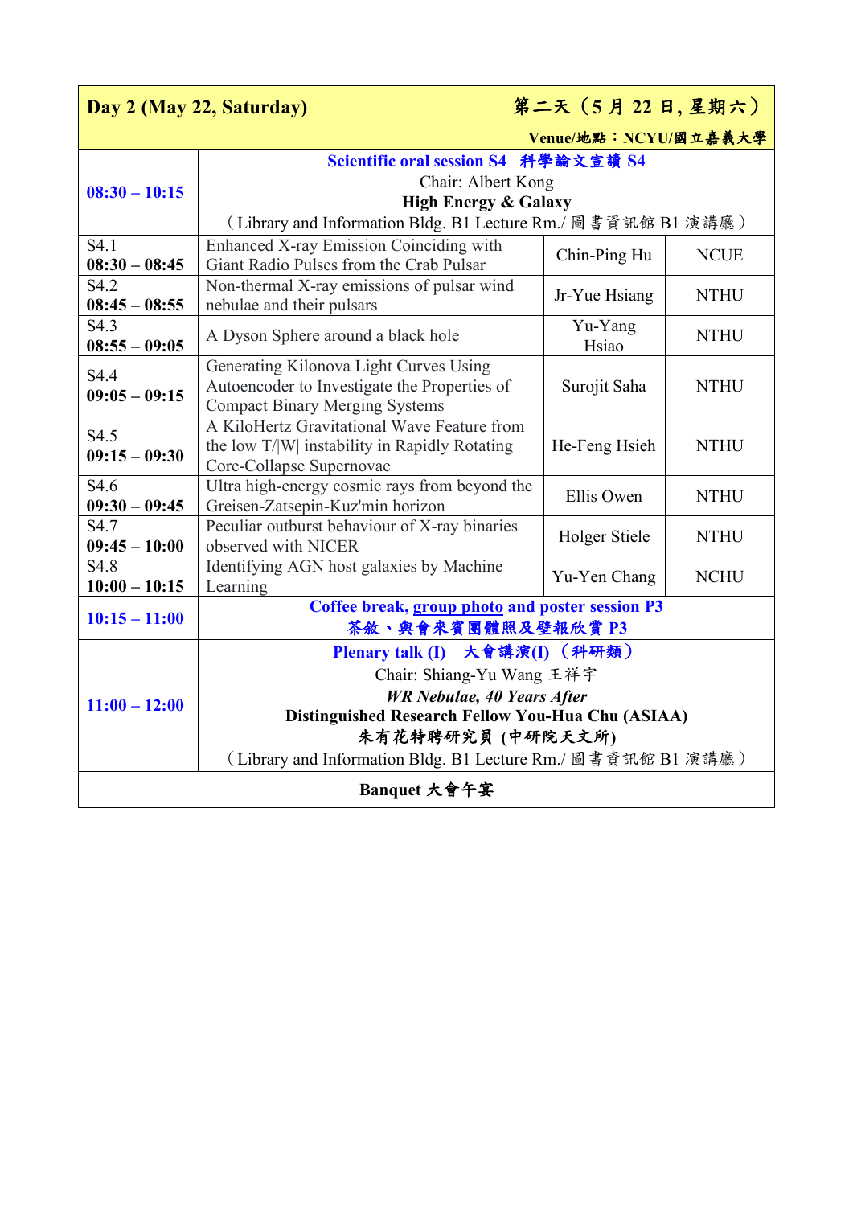| **Day 2 (May 22, Saturday)** | | **第二天（5 月 22 日, 星期六）** Venue/地點：NCYU/國立嘉義大學 | |
|---|---|---|---|
| **08:30 – 10:15** | **Scientific oral session S4 科學論文宣讀 S4** Chair: Albert Kong **High Energy & Galaxy** （Library and Information Bldg. B1 Lecture Rm./ 圖書資訊館 B1 演講廳） | | |
| S4.1 **08:30 – 08:45** | Enhanced X-ray Emission Coinciding with Giant Radio Pulses from the Crab Pulsar | Chin-Ping Hu | NCUE |
| S4.2 **08:45 – 08:55** | Non-thermal X-ray emissions of pulsar wind nebulae and their pulsars | Jr-Yue Hsiang | NTHU |
| S4.3 **08:55 – 09:05** | A Dyson Sphere around a black hole | Yu-Yang Hsiao | NTHU |
| S4.4 **09:05 – 09:15** | Generating Kilonova Light Curves Using Autoencoder to Investigate the Properties of Compact Binary Merging Systems | Surojit Saha | NTHU |
| S4.5 **09:15 – 09:30** | A KiloHertz Gravitational Wave Feature from the low T/\|W\| instability in Rapidly Rotating Core-Collapse Supernovae | He-Feng Hsieh | NTHU |
| S4.6 **09:30 – 09:45** | Ultra high-energy cosmic rays from beyond the Greisen-Zatsepin-Kuz'min horizon | Ellis Owen | NTHU |
| S4.7 **09:45 – 10:00** | Peculiar outburst behaviour of X-ray binaries observed with NICER | Holger Stiele | NTHU |
| S4.8 **10:00 – 10:15** | Identifying AGN host galaxies by Machine Learning | Yu-Yen Chang | NCHU |
| **10:15 – 11:00** | **Coffee break, group photo and poster session P3** **茶敘、與會來賓團體照及壁報欣賞 P3** | | |
| **11:00 – 12:00** | **Plenary talk (I) 大會講演(I)（科研類）** Chair: Shiang-Yu Wang 王祥宇 ***WR Nebulae, 40 Years After*** **Distinguished Research Fellow You-Hua Chu (ASIAA)** **朱有花特聘研究員 (中研院天文所)** （Library and Information Bldg. B1 Lecture Rm./ 圖書資訊館 B1 演講廳） | | |
| **Banquet 大會午宴** | | | |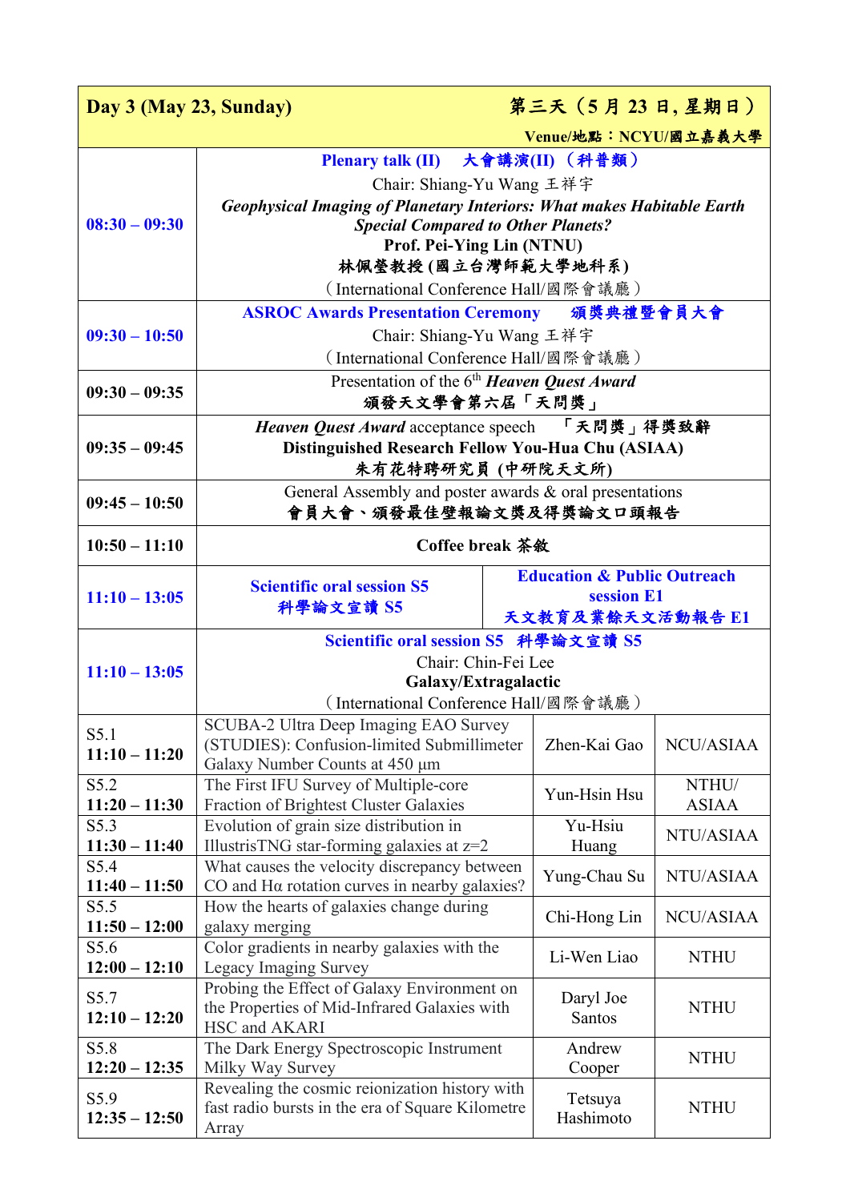| Day 3 (May 23, Sunday) | 第三天（5 月 23 日, 星期日）<br>Venue/地點：NCYU/國立嘉義大學 | | |
|---|---|---|---|
| 08:30 – 09:30 | **Plenary talk (II)　大會講演(II)（科普類）**<br>Chair: Shiang-Yu Wang 王祥宇<br>***Geophysical Imaging of Planetary Interiors: What makes Habitable Earth Special Compared to Other Planets?***<br>**Prof. Pei-Ying Lin (NTNU)**<br>**林佩瑩教授 (國立台灣師範大學地科系)**<br>（International Conference Hall/國際會議廳） | | |
| 09:30 – 10:50 | **ASROC Awards Presentation Ceremony　頒獎典禮暨會員大會**<br>Chair: Shiang-Yu Wang 王祥宇<br>（International Conference Hall/國際會議廳） | | |
| 09:30 – 09:35 | Presentation of the 6th ***Heaven Quest Award***<br>**頒發天文學會第六屆「天問獎」** | | |
| 09:35 – 09:45 | ***Heaven Quest Award*** acceptance speech　**「天問獎」得獎致辭**<br>**Distinguished Research Fellow You-Hua Chu (ASIAA)**<br>**朱有花特聘研究員 (中研院天文所)** | | |
| 09:45 – 10:50 | General Assembly and poster awards & oral presentations<br>**會員大會、頒發最佳壁報論文獎及得獎論文口頭報告** | | |
| 10:50 – 11:10 | **Coffee break 茶敘** | | |
| 11:10 – 13:05 | **Scientific oral session S5**<br>**科學論文宣讀 S5** | **Education & Public Outreach session E1**<br>**天文教育及業餘天文活動報告 E1** | |
| 11:10 – 13:05 | **Scientific oral session S5　科學論文宣讀 S5**<br>Chair: Chin-Fei Lee<br>**Galaxy/Extragalactic**<br>（International Conference Hall/國際會議廳） | | |
| S5.1<br>11:10 – 11:20 | SCUBA-2 Ultra Deep Imaging EAO Survey (STUDIES): Confusion-limited Submillimeter Galaxy Number Counts at 450 μm | Zhen-Kai Gao | NCU/ASIAA |
| S5.2<br>11:20 – 11:30 | The First IFU Survey of Multiple-core Fraction of Brightest Cluster Galaxies | Yun-Hsin Hsu | NTHU/ ASIAA |
| S5.3<br>11:30 – 11:40 | Evolution of grain size distribution in IllustrisTNG star-forming galaxies at z=2 | Yu-Hsiu Huang | NTU/ASIAA |
| S5.4<br>11:40 – 11:50 | What causes the velocity discrepancy between CO and Hα rotation curves in nearby galaxies? | Yung-Chau Su | NTU/ASIAA |
| S5.5<br>11:50 – 12:00 | How the hearts of galaxies change during galaxy merging | Chi-Hong Lin | NCU/ASIAA |
| S5.6<br>12:00 – 12:10 | Color gradients in nearby galaxies with the Legacy Imaging Survey | Li-Wen Liao | NTHU |
| S5.7<br>12:10 – 12:20 | Probing the Effect of Galaxy Environment on the Properties of Mid-Infrared Galaxies with HSC and AKARI | Daryl Joe Santos | NTHU |
| S5.8<br>12:20 – 12:35 | The Dark Energy Spectroscopic Instrument Milky Way Survey | Andrew Cooper | NTHU |
| S5.9<br>12:35 – 12:50 | Revealing the cosmic reionization history with fast radio bursts in the era of Square Kilometre Array | Tetsuya Hashimoto | NTHU |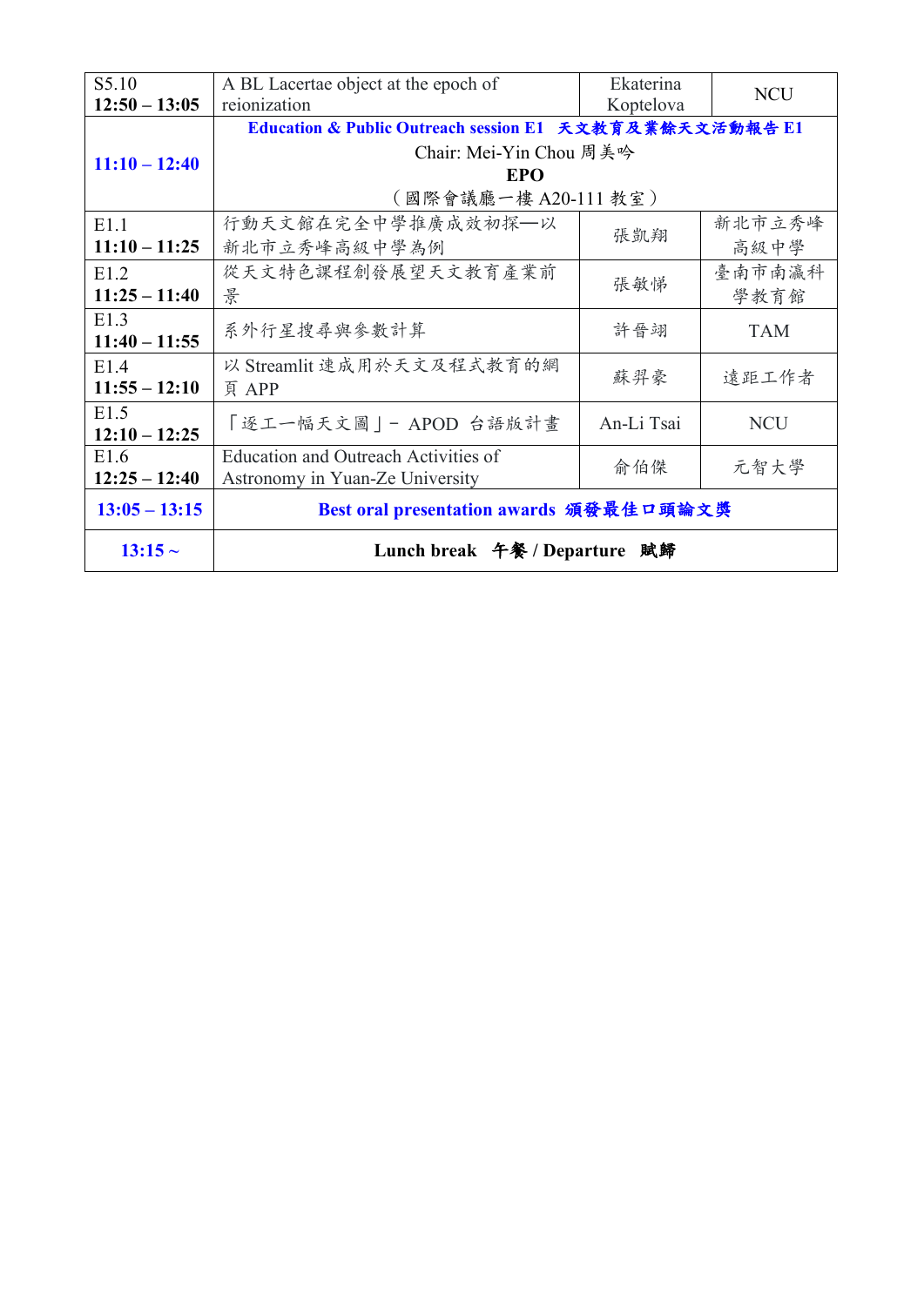| | | | |
|---|---|---|---|
| S5.10 **12:50 – 13:05** | A BL Lacertae object at the epoch of reionization | Ekaterina Koptelova | NCU |
| **11:10 – 12:40** | **Education & Public Outreach session E1 天文教育及業餘天文活動報告 E1** Chair: Mei-Yin Chou 周美吟 **EPO** （國際會議廳一樓 A20-111 教室） | | |
| E1.1 **11:10 – 11:25** | 行動天文館在完全中學推廣成效初探—以新北市立秀峰高級中學為例 | 張凱翔 | 新北市立秀峰高級中學 |
| E1.2 **11:25 – 11:40** | 從天文特色課程創發展望天文教育產業前景 | 張敏悌 | 臺南市南瀛科學教育館 |
| E1.3 **11:40 – 11:55** | 系外行星搜尋與參數計算 | 許晉翊 | TAM |
| E1.4 **11:55 – 12:10** | 以 Streamlit 速成用於天文及程式教育的網頁 APP | 蘇羿豪 | 遠距工作者 |
| E1.5 **12:10 – 12:25** | 「逐工一幅天文圖」- APOD 台語版計畫 | An-Li Tsai | NCU |
| E1.6 **12:25 – 12:40** | Education and Outreach Activities of Astronomy in Yuan-Ze University | 俞伯傑 | 元智大學 |
| **13:05 – 13:15** | **Best oral presentation awards 頒發最佳口頭論文獎** | | |
| **13:15 ~** | **Lunch break 午餐 / Departure 賦歸** | | |